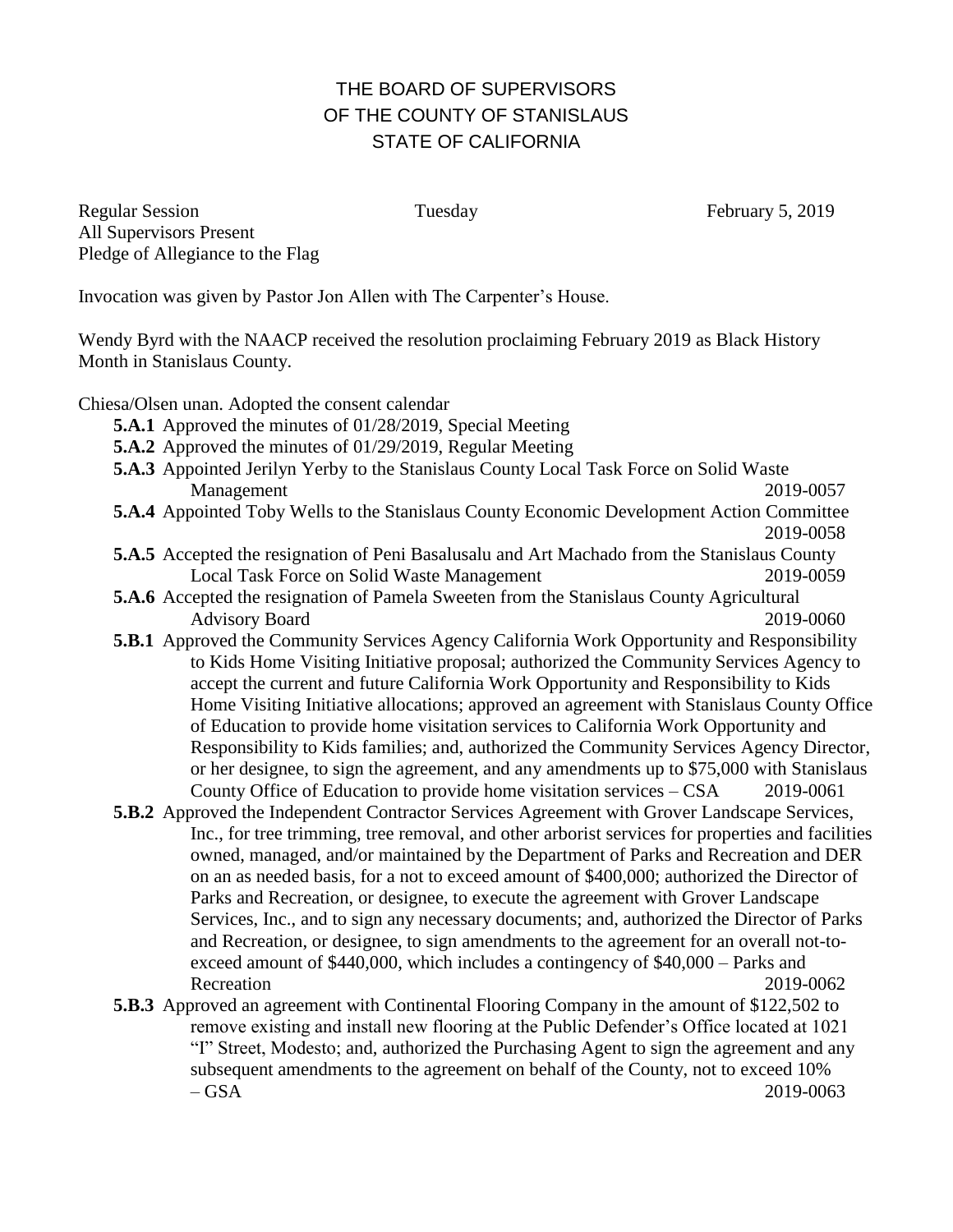# THE BOARD OF SUPERVISORS
# OF THE COUNTY OF STANISLAUS
# STATE OF CALIFORNIA

Regular Session Tuesday February 5, 2019

All Supervisors Present

Pledge of Allegiance to the Flag

Invocation was given by Pastor Jon Allen with The Carpenter's House.

Wendy Byrd with the NAACP received the resolution proclaiming February 2019 as Black History Month in Stanislaus County.

Chiesa/Olsen unan. Adopted the consent calendar

- **5.A.1** Approved the minutes of 01/28/2019, Special Meeting
- **5.A.2** Approved the minutes of 01/29/2019, Regular Meeting
- **5.A.3** Appointed Jerilyn Yerby to the Stanislaus County Local Task Force on Solid Waste Management 2019-0057
- **5.A.4** Appointed Toby Wells to the Stanislaus County Economic Development Action Committee 2019-0058
- **5.A.5** Accepted the resignation of Peni Basalusalu and Art Machado from the Stanislaus County Local Task Force on Solid Waste Management 2019-0059
- **5.A.6** Accepted the resignation of Pamela Sweeten from the Stanislaus County Agricultural Advisory Board 2019-0060
- **5.B.1** Approved the Community Services Agency California Work Opportunity and Responsibility to Kids Home Visiting Initiative proposal; authorized the Community Services Agency to accept the current and future California Work Opportunity and Responsibility to Kids Home Visiting Initiative allocations; approved an agreement with Stanislaus County Office of Education to provide home visitation services to California Work Opportunity and Responsibility to Kids families; and, authorized the Community Services Agency Director, or her designee, to sign the agreement, and any amendments up to $75,000 with Stanislaus County Office of Education to provide home visitation services – CSA 2019-0061
- **5.B.2** Approved the Independent Contractor Services Agreement with Grover Landscape Services, Inc., for tree trimming, tree removal, and other arborist services for properties and facilities owned, managed, and/or maintained by the Department of Parks and Recreation and DER on an as needed basis, for a not to exceed amount of $400,000; authorized the Director of Parks and Recreation, or designee, to execute the agreement with Grover Landscape Services, Inc., and to sign any necessary documents; and, authorized the Director of Parks and Recreation, or designee, to sign amendments to the agreement for an overall not-to-exceed amount of $440,000, which includes a contingency of $40,000 – Parks and Recreation 2019-0062
- **5.B.3** Approved an agreement with Continental Flooring Company in the amount of $122,502 to remove existing and install new flooring at the Public Defender's Office located at 1021 "I" Street, Modesto; and, authorized the Purchasing Agent to sign the agreement and any subsequent amendments to the agreement on behalf of the County, not to exceed 10% – GSA 2019-0063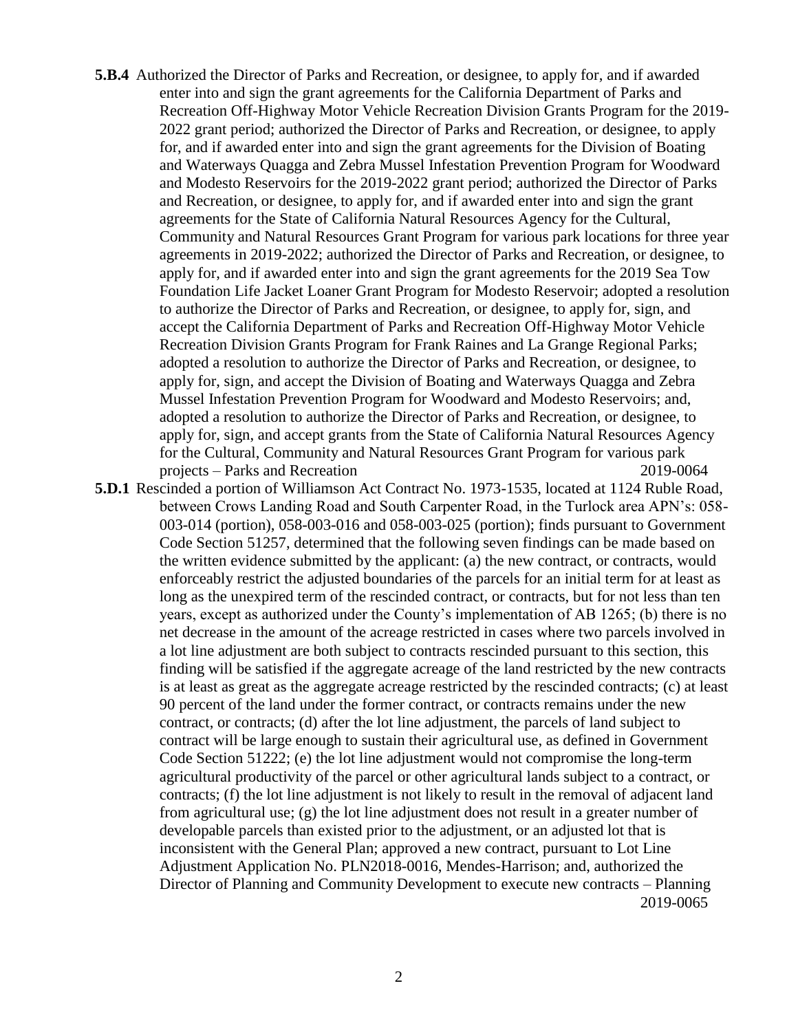**5.B.4** Authorized the Director of Parks and Recreation, or designee, to apply for, and if awarded enter into and sign the grant agreements for the California Department of Parks and Recreation Off-Highway Motor Vehicle Recreation Division Grants Program for the 2019-2022 grant period; authorized the Director of Parks and Recreation, or designee, to apply for, and if awarded enter into and sign the grant agreements for the Division of Boating and Waterways Quagga and Zebra Mussel Infestation Prevention Program for Woodward and Modesto Reservoirs for the 2019-2022 grant period; authorized the Director of Parks and Recreation, or designee, to apply for, and if awarded enter into and sign the grant agreements for the State of California Natural Resources Agency for the Cultural, Community and Natural Resources Grant Program for various park locations for three year agreements in 2019-2022; authorized the Director of Parks and Recreation, or designee, to apply for, and if awarded enter into and sign the grant agreements for the 2019 Sea Tow Foundation Life Jacket Loaner Grant Program for Modesto Reservoir; adopted a resolution to authorize the Director of Parks and Recreation, or designee, to apply for, sign, and accept the California Department of Parks and Recreation Off-Highway Motor Vehicle Recreation Division Grants Program for Frank Raines and La Grange Regional Parks; adopted a resolution to authorize the Director of Parks and Recreation, or designee, to apply for, sign, and accept the Division of Boating and Waterways Quagga and Zebra Mussel Infestation Prevention Program for Woodward and Modesto Reservoirs; and, adopted a resolution to authorize the Director of Parks and Recreation, or designee, to apply for, sign, and accept grants from the State of California Natural Resources Agency for the Cultural, Community and Natural Resources Grant Program for various park projects – Parks and Recreation 2019-0064

**5.D.1** Rescinded a portion of Williamson Act Contract No. 1973-1535, located at 1124 Ruble Road, between Crows Landing Road and South Carpenter Road, in the Turlock area APN's: 058-003-014 (portion), 058-003-016 and 058-003-025 (portion); finds pursuant to Government Code Section 51257, determined that the following seven findings can be made based on the written evidence submitted by the applicant: (a) the new contract, or contracts, would enforceably restrict the adjusted boundaries of the parcels for an initial term for at least as long as the unexpired term of the rescinded contract, or contracts, but for not less than ten years, except as authorized under the County's implementation of AB 1265; (b) there is no net decrease in the amount of the acreage restricted in cases where two parcels involved in a lot line adjustment are both subject to contracts rescinded pursuant to this section, this finding will be satisfied if the aggregate acreage of the land restricted by the new contracts is at least as great as the aggregate acreage restricted by the rescinded contracts; (c) at least 90 percent of the land under the former contract, or contracts remains under the new contract, or contracts; (d) after the lot line adjustment, the parcels of land subject to contract will be large enough to sustain their agricultural use, as defined in Government Code Section 51222; (e) the lot line adjustment would not compromise the long-term agricultural productivity of the parcel or other agricultural lands subject to a contract, or contracts; (f) the lot line adjustment is not likely to result in the removal of adjacent land from agricultural use; (g) the lot line adjustment does not result in a greater number of developable parcels than existed prior to the adjustment, or an adjusted lot that is inconsistent with the General Plan; approved a new contract, pursuant to Lot Line Adjustment Application No. PLN2018-0016, Mendes-Harrison; and, authorized the Director of Planning and Community Development to execute new contracts – Planning 2019-0065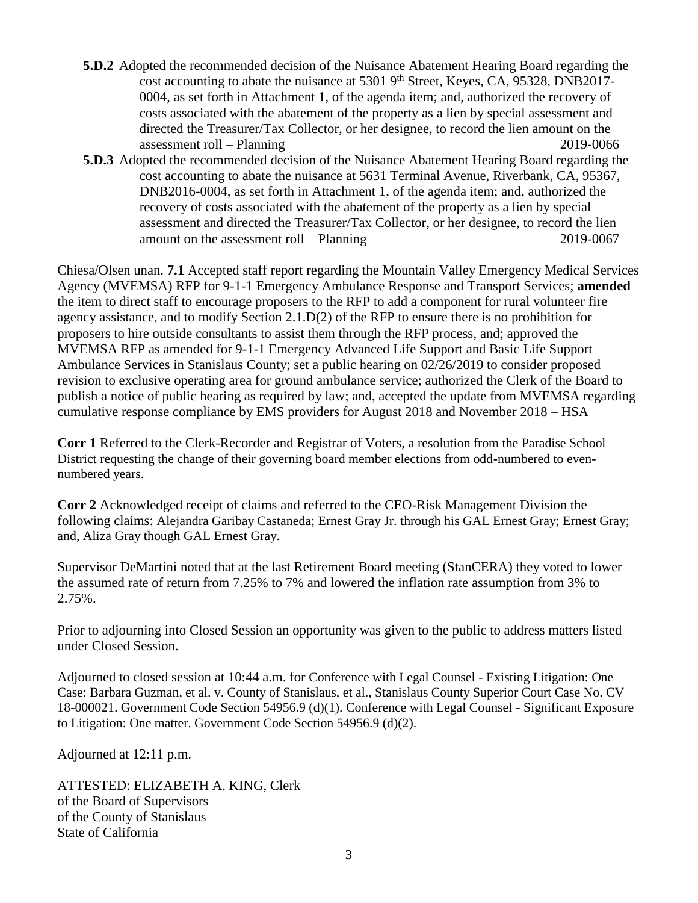- **5.D.2** Adopted the recommended decision of the Nuisance Abatement Hearing Board regarding the cost accounting to abate the nuisance at 5301 9th Street, Keyes, CA, 95328, DNB2017-0004, as set forth in Attachment 1, of the agenda item; and, authorized the recovery of costs associated with the abatement of the property as a lien by special assessment and directed the Treasurer/Tax Collector, or her designee, to record the lien amount on the assessment roll – Planning 2019-0066
- **5.D.3** Adopted the recommended decision of the Nuisance Abatement Hearing Board regarding the cost accounting to abate the nuisance at 5631 Terminal Avenue, Riverbank, CA, 95367, DNB2016-0004, as set forth in Attachment 1, of the agenda item; and, authorized the recovery of costs associated with the abatement of the property as a lien by special assessment and directed the Treasurer/Tax Collector, or her designee, to record the lien amount on the assessment roll – Planning 2019-0067

Chiesa/Olsen unan. **7.1** Accepted staff report regarding the Mountain Valley Emergency Medical Services Agency (MVEMSA) RFP for 9-1-1 Emergency Ambulance Response and Transport Services; **amended** the item to direct staff to encourage proposers to the RFP to add a component for rural volunteer fire agency assistance, and to modify Section 2.1.D(2) of the RFP to ensure there is no prohibition for proposers to hire outside consultants to assist them through the RFP process, and; approved the MVEMSA RFP as amended for 9-1-1 Emergency Advanced Life Support and Basic Life Support Ambulance Services in Stanislaus County; set a public hearing on 02/26/2019 to consider proposed revision to exclusive operating area for ground ambulance service; authorized the Clerk of the Board to publish a notice of public hearing as required by law; and, accepted the update from MVEMSA regarding cumulative response compliance by EMS providers for August 2018 and November 2018 – HSA

**Corr 1** Referred to the Clerk-Recorder and Registrar of Voters, a resolution from the Paradise School District requesting the change of their governing board member elections from odd-numbered to even-numbered years.

**Corr 2** Acknowledged receipt of claims and referred to the CEO-Risk Management Division the following claims: Alejandra Garibay Castaneda; Ernest Gray Jr. through his GAL Ernest Gray; Ernest Gray; and, Aliza Gray though GAL Ernest Gray.

Supervisor DeMartini noted that at the last Retirement Board meeting (StanCERA) they voted to lower the assumed rate of return from 7.25% to 7% and lowered the inflation rate assumption from 3% to 2.75%.

Prior to adjourning into Closed Session an opportunity was given to the public to address matters listed under Closed Session.

Adjourned to closed session at 10:44 a.m. for Conference with Legal Counsel - Existing Litigation: One Case: Barbara Guzman, et al. v. County of Stanislaus, et al., Stanislaus County Superior Court Case No. CV 18-000021. Government Code Section 54956.9 (d)(1). Conference with Legal Counsel - Significant Exposure to Litigation: One matter. Government Code Section 54956.9 (d)(2).

Adjourned at 12:11 p.m.

ATTESTED: ELIZABETH A. KING, Clerk
of the Board of Supervisors
of the County of Stanislaus
State of California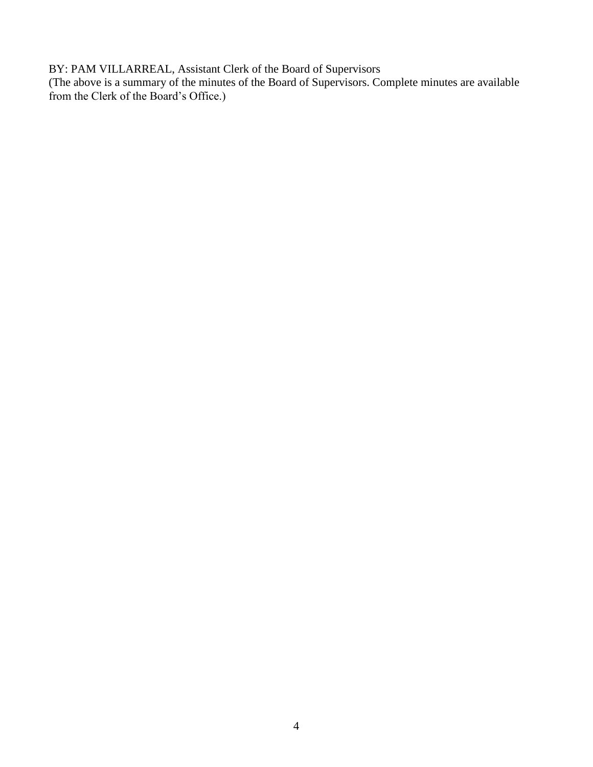BY: PAM VILLARREAL, Assistant Clerk of the Board of Supervisors
(The above is a summary of the minutes of the Board of Supervisors. Complete minutes are available from the Clerk of the Board's Office.)